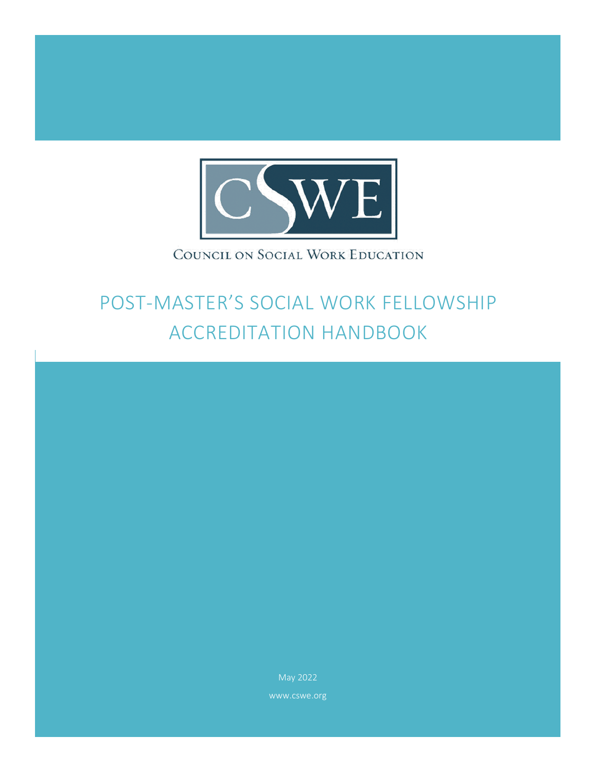CSWE

COUNCIL ON SOCIAL WORK EDUCATION

# POST-MASTER'S SOCIAL WORK FELLOWSHIP ACCREDITATION HANDBOOK

May 2022

www.cswe.org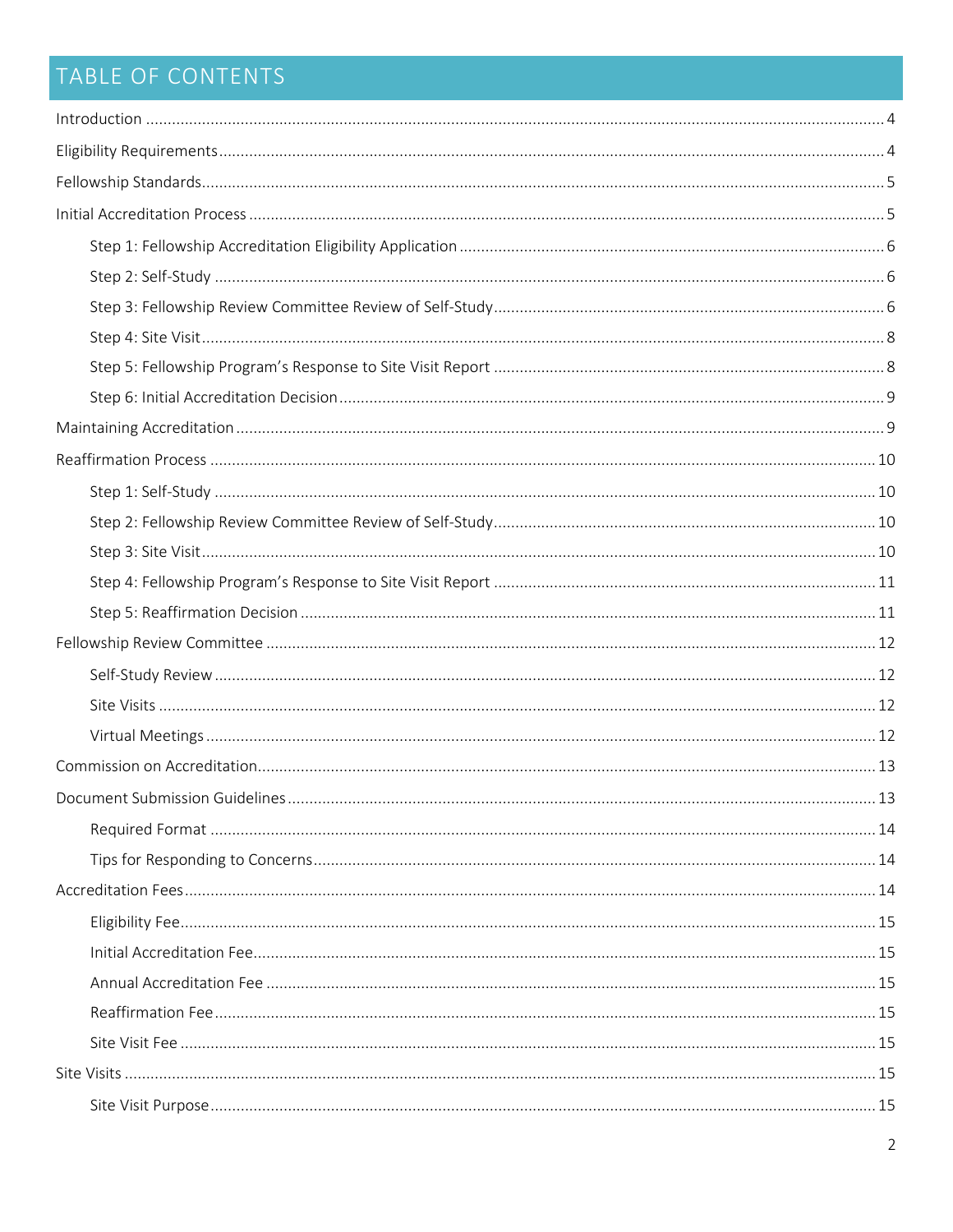# TABLE OF CONTENTS

Introduction ........................................................................................................ 4

Eligibility Requirements ........................................................................................ 4

Fellowship Standards ............................................................................................ 5

Initial Accreditation Process ................................................................................. 5

- Step 1: Fellowship Accreditation Eligibility Application .................................... 6
- Step 2: Self-Study ........................................................................................... 6
- Step 3: Fellowship Review Committee Review of Self-Study ............................. 6
- Step 4: Site Visit ............................................................................................. 8
- Step 5: Fellowship Program's Response to Site Visit Report ............................. 8
- Step 6: Initial Accreditation Decision ............................................................... 9

Maintaining Accreditation ..................................................................................... 9

Reaffirmation Process .......................................................................................... 10

- Step 1: Self-Study .......................................................................................... 10
- Step 2: Fellowship Review Committee Review of Self-Study ............................ 10
- Step 3: Site Visit ............................................................................................ 10
- Step 4: Fellowship Program's Response to Site Visit Report ............................ 11
- Step 5: Reaffirmation Decision ...................................................................... 11

Fellowship Review Committee ............................................................................. 12

- Self-Study Review .......................................................................................... 12
- Site Visits ...................................................................................................... 12
- Virtual Meetings ............................................................................................ 12

Commission on Accreditation .............................................................................. 13

Document Submission Guidelines ....................................................................... 13

- Required Format ............................................................................................ 14
- Tips for Responding to Concerns .................................................................... 14

Accreditation Fees ............................................................................................... 14

- Eligibility Fee ................................................................................................. 15
- Initial Accreditation Fee ................................................................................. 15
- Annual Accreditation Fee ............................................................................... 15
- Reaffirmation Fee .......................................................................................... 15
- Site Visit Fee ................................................................................................. 15

Site Visits ............................................................................................................ 15

- Site Visit Purpose ........................................................................................... 15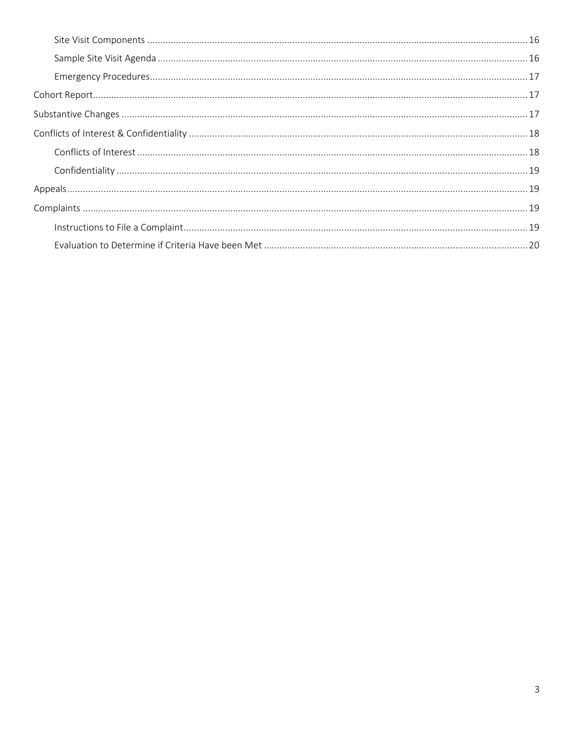- Site Visit Components ........ 16
- Sample Site Visit Agenda ........ 16
- Emergency Procedures ........ 17

Cohort Report ........ 17

Substantive Changes ........ 17

Conflicts of Interest & Confidentiality ........ 18

- Conflicts of Interest ........ 18
- Confidentiality ........ 19

Appeals ........ 19

Complaints ........ 19

- Instructions to File a Complaint ........ 19
- Evaluation to Determine if Criteria Have been Met ........ 20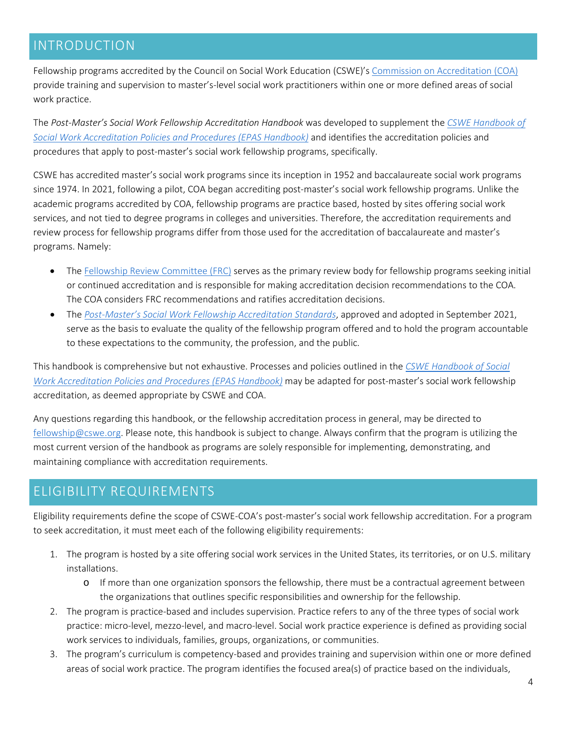## INTRODUCTION

Fellowship programs accredited by the Council on Social Work Education (CSWE)'s Commission on Accreditation (COA) provide training and supervision to master's-level social work practitioners within one or more defined areas of social work practice.

The *Post-Master's Social Work Fellowship Accreditation Handbook* was developed to supplement the *CSWE Handbook of Social Work Accreditation Policies and Procedures (EPAS Handbook)* and identifies the accreditation policies and procedures that apply to post-master's social work fellowship programs, specifically.

CSWE has accredited master's social work programs since its inception in 1952 and baccalaureate social work programs since 1974. In 2021, following a pilot, COA began accrediting post-master's social work fellowship programs. Unlike the academic programs accredited by COA, fellowship programs are practice based, hosted by sites offering social work services, and not tied to degree programs in colleges and universities. Therefore, the accreditation requirements and review process for fellowship programs differ from those used for the accreditation of baccalaureate and master's programs. Namely:

- The Fellowship Review Committee (FRC) serves as the primary review body for fellowship programs seeking initial or continued accreditation and is responsible for making accreditation decision recommendations to the COA. The COA considers FRC recommendations and ratifies accreditation decisions.
- The *Post-Master's Social Work Fellowship Accreditation Standards*, approved and adopted in September 2021, serve as the basis to evaluate the quality of the fellowship program offered and to hold the program accountable to these expectations to the community, the profession, and the public.

This handbook is comprehensive but not exhaustive. Processes and policies outlined in the *CSWE Handbook of Social Work Accreditation Policies and Procedures (EPAS Handbook)* may be adapted for post-master's social work fellowship accreditation, as deemed appropriate by CSWE and COA.

Any questions regarding this handbook, or the fellowship accreditation process in general, may be directed to fellowship@cswe.org. Please note, this handbook is subject to change. Always confirm that the program is utilizing the most current version of the handbook as programs are solely responsible for implementing, demonstrating, and maintaining compliance with accreditation requirements.

## ELIGIBILITY REQUIREMENTS

Eligibility requirements define the scope of CSWE-COA's post-master's social work fellowship accreditation. For a program to seek accreditation, it must meet each of the following eligibility requirements:

1. The program is hosted by a site offering social work services in the United States, its territories, or on U.S. military installations.
   - If more than one organization sponsors the fellowship, there must be a contractual agreement between the organizations that outlines specific responsibilities and ownership for the fellowship.
2. The program is practice-based and includes supervision. Practice refers to any of the three types of social work practice: micro-level, mezzo-level, and macro-level. Social work practice experience is defined as providing social work services to individuals, families, groups, organizations, or communities.
3. The program's curriculum is competency-based and provides training and supervision within one or more defined areas of social work practice. The program identifies the focused area(s) of practice based on the individuals,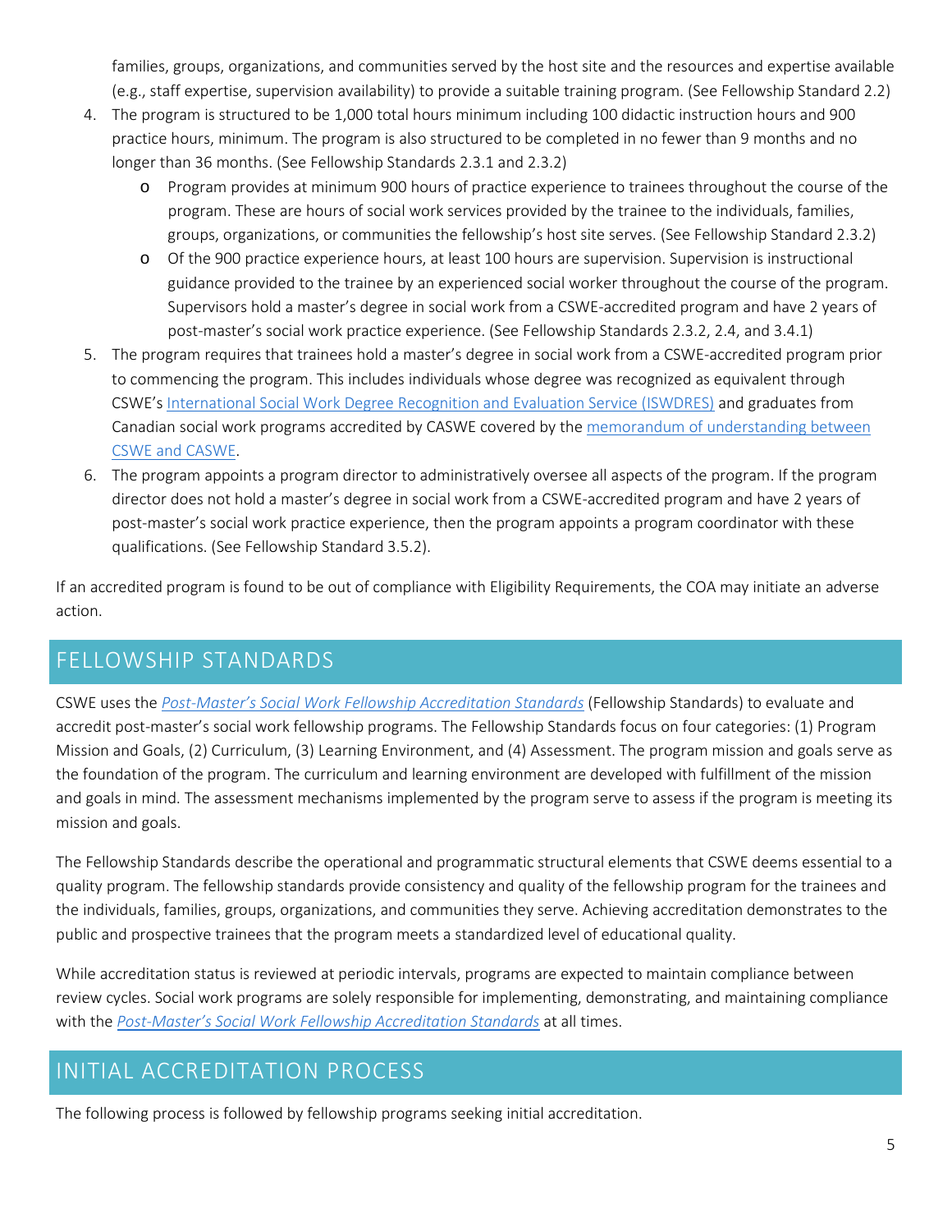families, groups, organizations, and communities served by the host site and the resources and expertise available (e.g., staff expertise, supervision availability) to provide a suitable training program. (See Fellowship Standard 2.2)

4. The program is structured to be 1,000 total hours minimum including 100 didactic instruction hours and 900 practice hours, minimum. The program is also structured to be completed in no fewer than 9 months and no longer than 36 months. (See Fellowship Standards 2.3.1 and 2.3.2)
   - Program provides at minimum 900 hours of practice experience to trainees throughout the course of the program. These are hours of social work services provided by the trainee to the individuals, families, groups, organizations, or communities the fellowship's host site serves. (See Fellowship Standard 2.3.2)
   - Of the 900 practice experience hours, at least 100 hours are supervision. Supervision is instructional guidance provided to the trainee by an experienced social worker throughout the course of the program. Supervisors hold a master's degree in social work from a CSWE-accredited program and have 2 years of post-master's social work practice experience. (See Fellowship Standards 2.3.2, 2.4, and 3.4.1)
5. The program requires that trainees hold a master's degree in social work from a CSWE-accredited program prior to commencing the program. This includes individuals whose degree was recognized as equivalent through CSWE's International Social Work Degree Recognition and Evaluation Service (ISWDRES) and graduates from Canadian social work programs accredited by CASWE covered by the memorandum of understanding between CSWE and CASWE.
6. The program appoints a program director to administratively oversee all aspects of the program. If the program director does not hold a master's degree in social work from a CSWE-accredited program and have 2 years of post-master's social work practice experience, then the program appoints a program coordinator with these qualifications. (See Fellowship Standard 3.5.2).

If an accredited program is found to be out of compliance with Eligibility Requirements, the COA may initiate an adverse action.

## FELLOWSHIP STANDARDS

CSWE uses the *Post-Master's Social Work Fellowship Accreditation Standards* (Fellowship Standards) to evaluate and accredit post-master's social work fellowship programs. The Fellowship Standards focus on four categories: (1) Program Mission and Goals, (2) Curriculum, (3) Learning Environment, and (4) Assessment. The program mission and goals serve as the foundation of the program. The curriculum and learning environment are developed with fulfillment of the mission and goals in mind. The assessment mechanisms implemented by the program serve to assess if the program is meeting its mission and goals.

The Fellowship Standards describe the operational and programmatic structural elements that CSWE deems essential to a quality program. The fellowship standards provide consistency and quality of the fellowship program for the trainees and the individuals, families, groups, organizations, and communities they serve. Achieving accreditation demonstrates to the public and prospective trainees that the program meets a standardized level of educational quality.

While accreditation status is reviewed at periodic intervals, programs are expected to maintain compliance between review cycles. Social work programs are solely responsible for implementing, demonstrating, and maintaining compliance with the *Post-Master's Social Work Fellowship Accreditation Standards* at all times.

## INITIAL ACCREDITATION PROCESS

The following process is followed by fellowship programs seeking initial accreditation.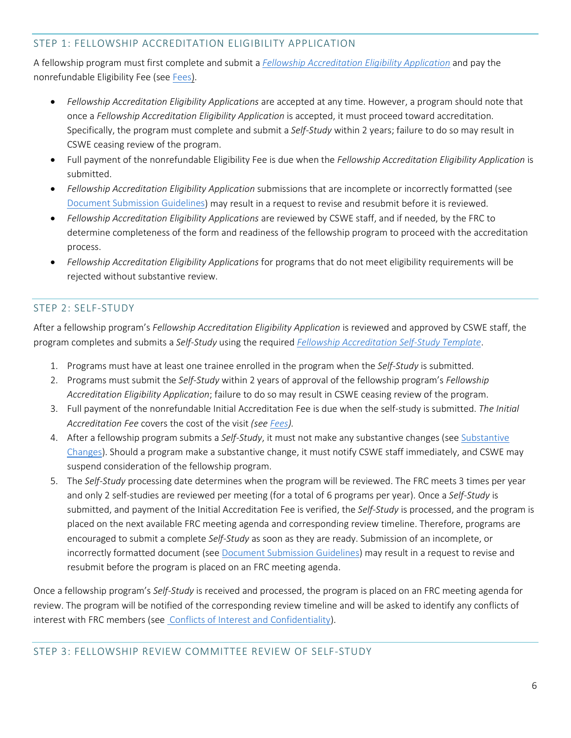## STEP 1: FELLOWSHIP ACCREDITATION ELIGIBILITY APPLICATION

A fellowship program must first complete and submit a *Fellowship Accreditation Eligibility Application* and pay the nonrefundable Eligibility Fee (see Fees).

- *Fellowship Accreditation Eligibility Applications* are accepted at any time. However, a program should note that once a *Fellowship Accreditation Eligibility Application* is accepted, it must proceed toward accreditation. Specifically, the program must complete and submit a *Self-Study* within 2 years; failure to do so may result in CSWE ceasing review of the program.
- Full payment of the nonrefundable Eligibility Fee is due when the *Fellowship Accreditation Eligibility Application* is submitted.
- *Fellowship Accreditation Eligibility Application* submissions that are incomplete or incorrectly formatted (see Document Submission Guidelines) may result in a request to revise and resubmit before it is reviewed.
- *Fellowship Accreditation Eligibility Applications* are reviewed by CSWE staff, and if needed, by the FRC to determine completeness of the form and readiness of the fellowship program to proceed with the accreditation process.
- *Fellowship Accreditation Eligibility Applications* for programs that do not meet eligibility requirements will be rejected without substantive review.

## STEP 2: SELF-STUDY

After a fellowship program's *Fellowship Accreditation Eligibility Application* is reviewed and approved by CSWE staff, the program completes and submits a *Self-Study* using the required *Fellowship Accreditation Self-Study Template*.

1. Programs must have at least one trainee enrolled in the program when the *Self-Study* is submitted.
2. Programs must submit the *Self-Study* within 2 years of approval of the fellowship program's *Fellowship Accreditation Eligibility Application*; failure to do so may result in CSWE ceasing review of the program.
3. Full payment of the nonrefundable Initial Accreditation Fee is due when the self-study is submitted. *The Initial Accreditation Fee* covers the cost of the visit *(see Fees).*
4. After a fellowship program submits a *Self-Study*, it must not make any substantive changes (see Substantive Changes). Should a program make a substantive change, it must notify CSWE staff immediately, and CSWE may suspend consideration of the fellowship program.
5. The *Self-Study* processing date determines when the program will be reviewed. The FRC meets 3 times per year and only 2 self-studies are reviewed per meeting (for a total of 6 programs per year). Once a *Self-Study* is submitted, and payment of the Initial Accreditation Fee is verified, the *Self-Study* is processed, and the program is placed on the next available FRC meeting agenda and corresponding review timeline. Therefore, programs are encouraged to submit a complete *Self-Study* as soon as they are ready. Submission of an incomplete, or incorrectly formatted document (see Document Submission Guidelines) may result in a request to revise and resubmit before the program is placed on an FRC meeting agenda.

Once a fellowship program's *Self-Study* is received and processed, the program is placed on an FRC meeting agenda for review. The program will be notified of the corresponding review timeline and will be asked to identify any conflicts of interest with FRC members (see Conflicts of Interest and Confidentiality).

## STEP 3: FELLOWSHIP REVIEW COMMITTEE REVIEW OF SELF-STUDY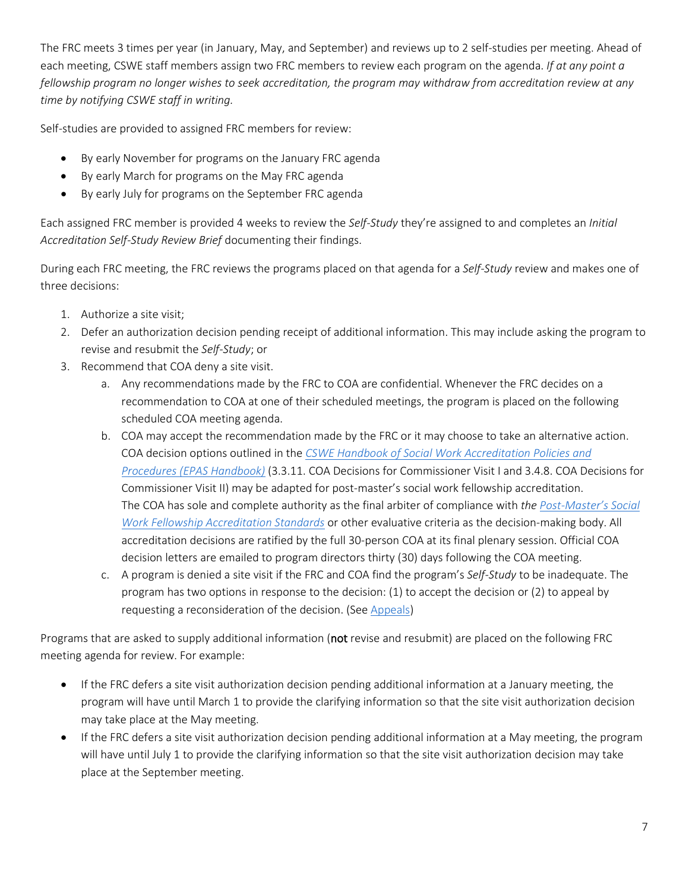The FRC meets 3 times per year (in January, May, and September) and reviews up to 2 self-studies per meeting. Ahead of each meeting, CSWE staff members assign two FRC members to review each program on the agenda. *If at any point a fellowship program no longer wishes to seek accreditation, the program may withdraw from accreditation review at any time by notifying CSWE staff in writing.*

Self-studies are provided to assigned FRC members for review:

- By early November for programs on the January FRC agenda
- By early March for programs on the May FRC agenda
- By early July for programs on the September FRC agenda

Each assigned FRC member is provided 4 weeks to review the *Self-Study* they're assigned to and completes an *Initial Accreditation Self-Study Review Brief* documenting their findings.

During each FRC meeting, the FRC reviews the programs placed on that agenda for a *Self-Study* review and makes one of three decisions:

1. Authorize a site visit;
2. Defer an authorization decision pending receipt of additional information. This may include asking the program to revise and resubmit the *Self-Study*; or
3. Recommend that COA deny a site visit.
   a. Any recommendations made by the FRC to COA are confidential. Whenever the FRC decides on a recommendation to COA at one of their scheduled meetings, the program is placed on the following scheduled COA meeting agenda.
   b. COA may accept the recommendation made by the FRC or it may choose to take an alternative action. COA decision options outlined in the *CSWE Handbook of Social Work Accreditation Policies and Procedures (EPAS Handbook)* (3.3.11. COA Decisions for Commissioner Visit I and 3.4.8. COA Decisions for Commissioner Visit II) may be adapted for post-master's social work fellowship accreditation. The COA has sole and complete authority as the final arbiter of compliance with *the Post-Master's Social Work Fellowship Accreditation Standards* or other evaluative criteria as the decision-making body. All accreditation decisions are ratified by the full 30-person COA at its final plenary session. Official COA decision letters are emailed to program directors thirty (30) days following the COA meeting.
   c. A program is denied a site visit if the FRC and COA find the program's *Self-Study* to be inadequate. The program has two options in response to the decision: (1) to accept the decision or (2) to appeal by requesting a reconsideration of the decision. (See Appeals)

Programs that are asked to supply additional information (**not** revise and resubmit) are placed on the following FRC meeting agenda for review. For example:

- If the FRC defers a site visit authorization decision pending additional information at a January meeting, the program will have until March 1 to provide the clarifying information so that the site visit authorization decision may take place at the May meeting.
- If the FRC defers a site visit authorization decision pending additional information at a May meeting, the program will have until July 1 to provide the clarifying information so that the site visit authorization decision may take place at the September meeting.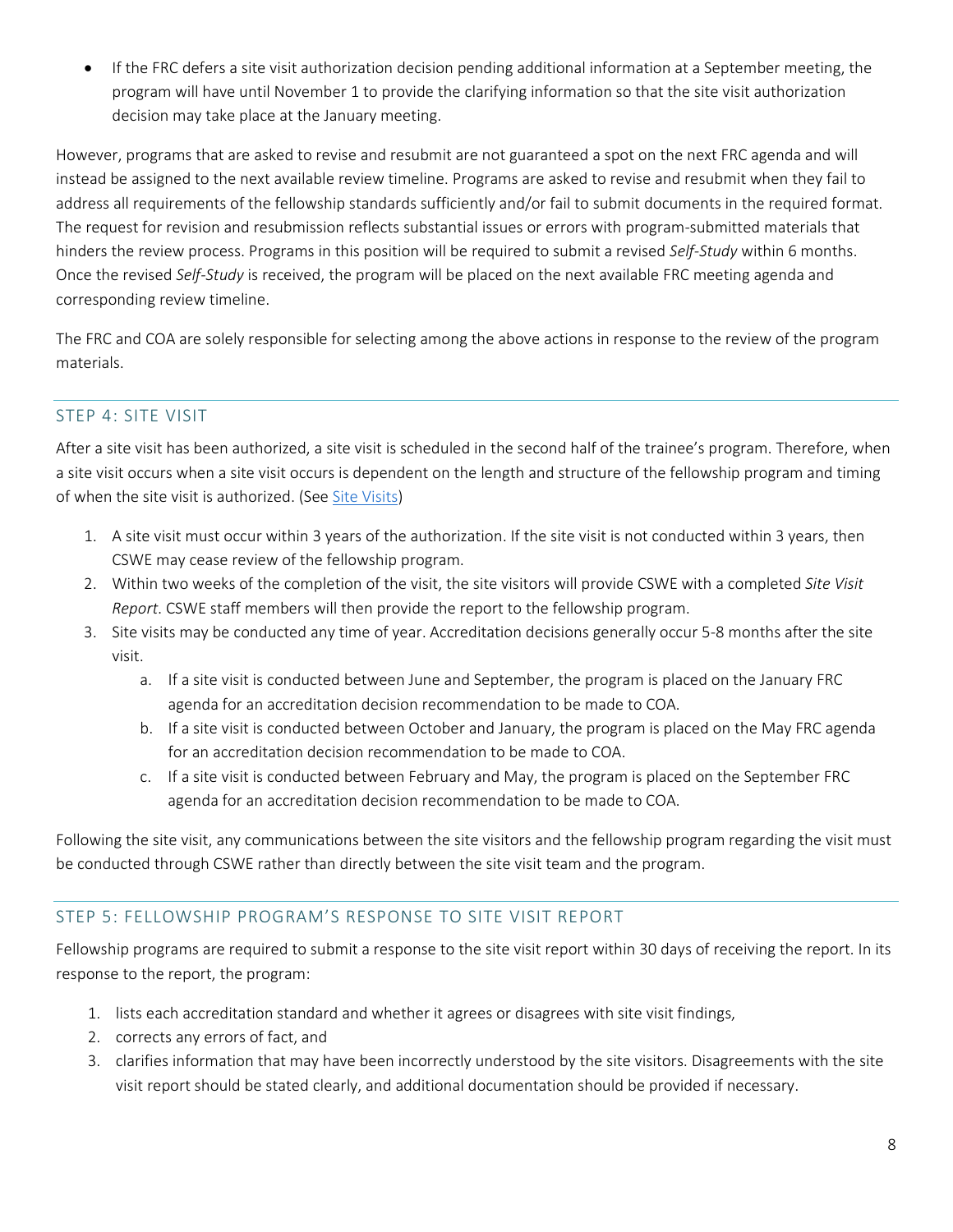- If the FRC defers a site visit authorization decision pending additional information at a September meeting, the program will have until November 1 to provide the clarifying information so that the site visit authorization decision may take place at the January meeting.

However, programs that are asked to revise and resubmit are not guaranteed a spot on the next FRC agenda and will instead be assigned to the next available review timeline. Programs are asked to revise and resubmit when they fail to address all requirements of the fellowship standards sufficiently and/or fail to submit documents in the required format. The request for revision and resubmission reflects substantial issues or errors with program-submitted materials that hinders the review process. Programs in this position will be required to submit a revised *Self-Study* within 6 months. Once the revised *Self-Study* is received, the program will be placed on the next available FRC meeting agenda and corresponding review timeline.

The FRC and COA are solely responsible for selecting among the above actions in response to the review of the program materials.

## STEP 4: SITE VISIT

After a site visit has been authorized, a site visit is scheduled in the second half of the trainee's program. Therefore, when a site visit occurs when a site visit occurs is dependent on the length and structure of the fellowship program and timing of when the site visit is authorized. (See Site Visits)

1. A site visit must occur within 3 years of the authorization. If the site visit is not conducted within 3 years, then CSWE may cease review of the fellowship program.
2. Within two weeks of the completion of the visit, the site visitors will provide CSWE with a completed *Site Visit Report*. CSWE staff members will then provide the report to the fellowship program.
3. Site visits may be conducted any time of year. Accreditation decisions generally occur 5-8 months after the site visit.
    a. If a site visit is conducted between June and September, the program is placed on the January FRC agenda for an accreditation decision recommendation to be made to COA.
    b. If a site visit is conducted between October and January, the program is placed on the May FRC agenda for an accreditation decision recommendation to be made to COA.
    c. If a site visit is conducted between February and May, the program is placed on the September FRC agenda for an accreditation decision recommendation to be made to COA.

Following the site visit, any communications between the site visitors and the fellowship program regarding the visit must be conducted through CSWE rather than directly between the site visit team and the program.

## STEP 5: FELLOWSHIP PROGRAM'S RESPONSE TO SITE VISIT REPORT

Fellowship programs are required to submit a response to the site visit report within 30 days of receiving the report. In its response to the report, the program:

1. lists each accreditation standard and whether it agrees or disagrees with site visit findings,
2. corrects any errors of fact, and
3. clarifies information that may have been incorrectly understood by the site visitors. Disagreements with the site visit report should be stated clearly, and additional documentation should be provided if necessary.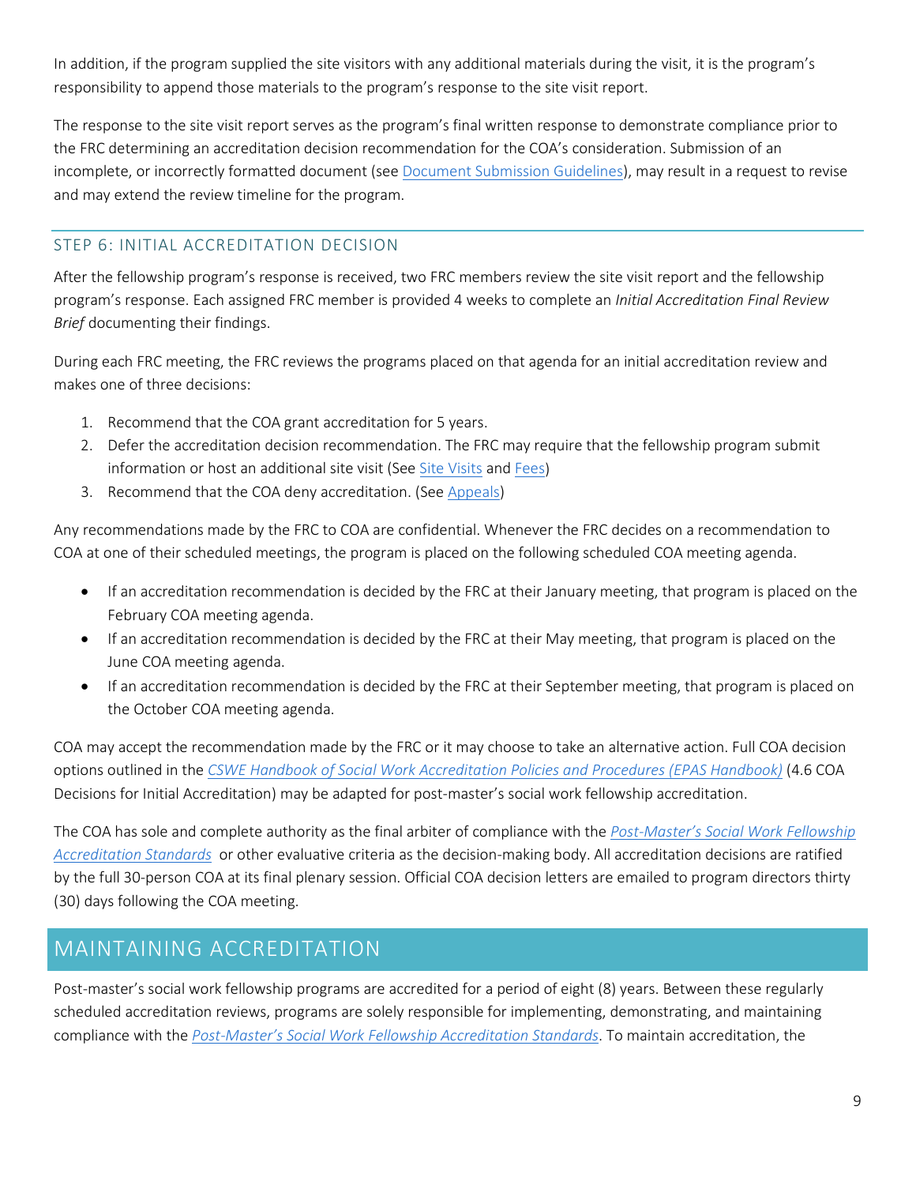In addition, if the program supplied the site visitors with any additional materials during the visit, it is the program's responsibility to append those materials to the program's response to the site visit report.

The response to the site visit report serves as the program's final written response to demonstrate compliance prior to the FRC determining an accreditation decision recommendation for the COA's consideration. Submission of an incomplete, or incorrectly formatted document (see Document Submission Guidelines), may result in a request to revise and may extend the review timeline for the program.

### STEP 6: INITIAL ACCREDITATION DECISION

After the fellowship program's response is received, two FRC members review the site visit report and the fellowship program's response. Each assigned FRC member is provided 4 weeks to complete an *Initial Accreditation Final Review Brief* documenting their findings.

During each FRC meeting, the FRC reviews the programs placed on that agenda for an initial accreditation review and makes one of three decisions:

1. Recommend that the COA grant accreditation for 5 years.
2. Defer the accreditation decision recommendation. The FRC may require that the fellowship program submit information or host an additional site visit (See Site Visits and Fees)
3. Recommend that the COA deny accreditation. (See Appeals)

Any recommendations made by the FRC to COA are confidential. Whenever the FRC decides on a recommendation to COA at one of their scheduled meetings, the program is placed on the following scheduled COA meeting agenda.

- If an accreditation recommendation is decided by the FRC at their January meeting, that program is placed on the February COA meeting agenda.
- If an accreditation recommendation is decided by the FRC at their May meeting, that program is placed on the June COA meeting agenda.
- If an accreditation recommendation is decided by the FRC at their September meeting, that program is placed on the October COA meeting agenda.

COA may accept the recommendation made by the FRC or it may choose to take an alternative action. Full COA decision options outlined in the *CSWE Handbook of Social Work Accreditation Policies and Procedures (EPAS Handbook)* (4.6 COA Decisions for Initial Accreditation) may be adapted for post-master's social work fellowship accreditation.

The COA has sole and complete authority as the final arbiter of compliance with the *Post-Master's Social Work Fellowship Accreditation Standards* or other evaluative criteria as the decision-making body. All accreditation decisions are ratified by the full 30-person COA at its final plenary session. Official COA decision letters are emailed to program directors thirty (30) days following the COA meeting.

## MAINTAINING ACCREDITATION

Post-master's social work fellowship programs are accredited for a period of eight (8) years. Between these regularly scheduled accreditation reviews, programs are solely responsible for implementing, demonstrating, and maintaining compliance with the *Post-Master's Social Work Fellowship Accreditation Standards*. To maintain accreditation, the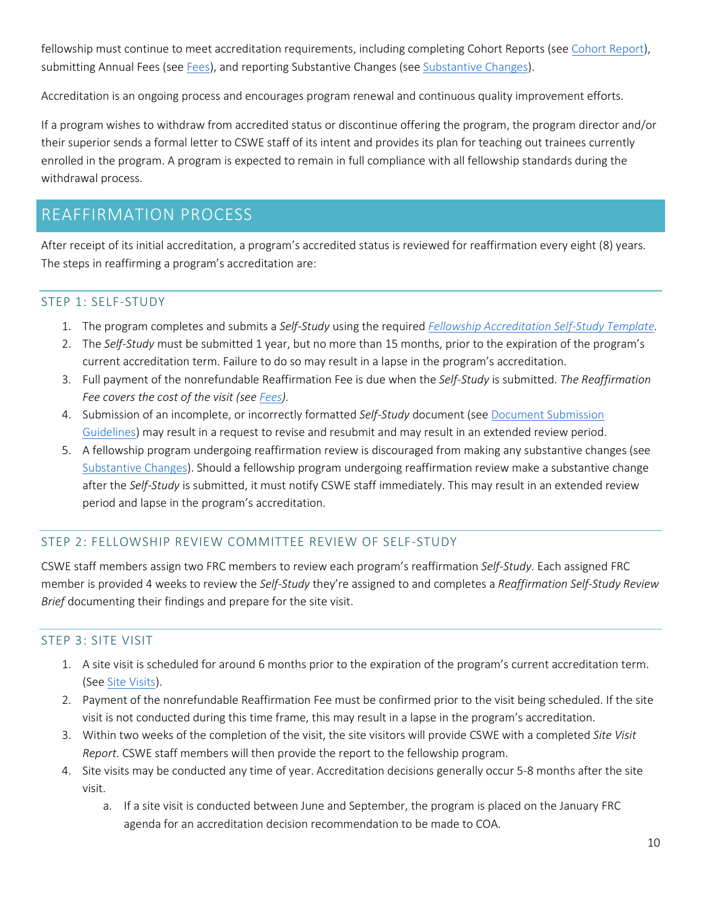fellowship must continue to meet accreditation requirements, including completing Cohort Reports (see Cohort Report), submitting Annual Fees (see Fees), and reporting Substantive Changes (see Substantive Changes).

Accreditation is an ongoing process and encourages program renewal and continuous quality improvement efforts.

If a program wishes to withdraw from accredited status or discontinue offering the program, the program director and/or their superior sends a formal letter to CSWE staff of its intent and provides its plan for teaching out trainees currently enrolled in the program. A program is expected to remain in full compliance with all fellowship standards during the withdrawal process.

## REAFFIRMATION PROCESS

After receipt of its initial accreditation, a program's accredited status is reviewed for reaffirmation every eight (8) years. The steps in reaffirming a program's accreditation are:

### STEP 1: SELF-STUDY

1. The program completes and submits a *Self-Study* using the required *Fellowship Accreditation Self-Study Template*.
2. The *Self-Study* must be submitted 1 year, but no more than 15 months, prior to the expiration of the program's current accreditation term. Failure to do so may result in a lapse in the program's accreditation.
3. Full payment of the nonrefundable Reaffirmation Fee is due when the *Self-Study* is submitted. *The Reaffirmation Fee covers the cost of the visit (see Fees).*
4. Submission of an incomplete, or incorrectly formatted *Self-Study* document (see Document Submission Guidelines) may result in a request to revise and resubmit and may result in an extended review period.
5. A fellowship program undergoing reaffirmation review is discouraged from making any substantive changes (see Substantive Changes). Should a fellowship program undergoing reaffirmation review make a substantive change after the *Self-Study* is submitted, it must notify CSWE staff immediately. This may result in an extended review period and lapse in the program's accreditation.

### STEP 2: FELLOWSHIP REVIEW COMMITTEE REVIEW OF SELF-STUDY

CSWE staff members assign two FRC members to review each program's reaffirmation *Self-Study*. Each assigned FRC member is provided 4 weeks to review the *Self-Study* they're assigned to and completes a *Reaffirmation Self-Study Review Brief* documenting their findings and prepare for the site visit.

### STEP 3: SITE VISIT

1. A site visit is scheduled for around 6 months prior to the expiration of the program's current accreditation term. (See Site Visits).
2. Payment of the nonrefundable Reaffirmation Fee must be confirmed prior to the visit being scheduled. If the site visit is not conducted during this time frame, this may result in a lapse in the program's accreditation.
3. Within two weeks of the completion of the visit, the site visitors will provide CSWE with a completed *Site Visit Report*. CSWE staff members will then provide the report to the fellowship program.
4. Site visits may be conducted any time of year. Accreditation decisions generally occur 5-8 months after the site visit.
   a. If a site visit is conducted between June and September, the program is placed on the January FRC agenda for an accreditation decision recommendation to be made to COA.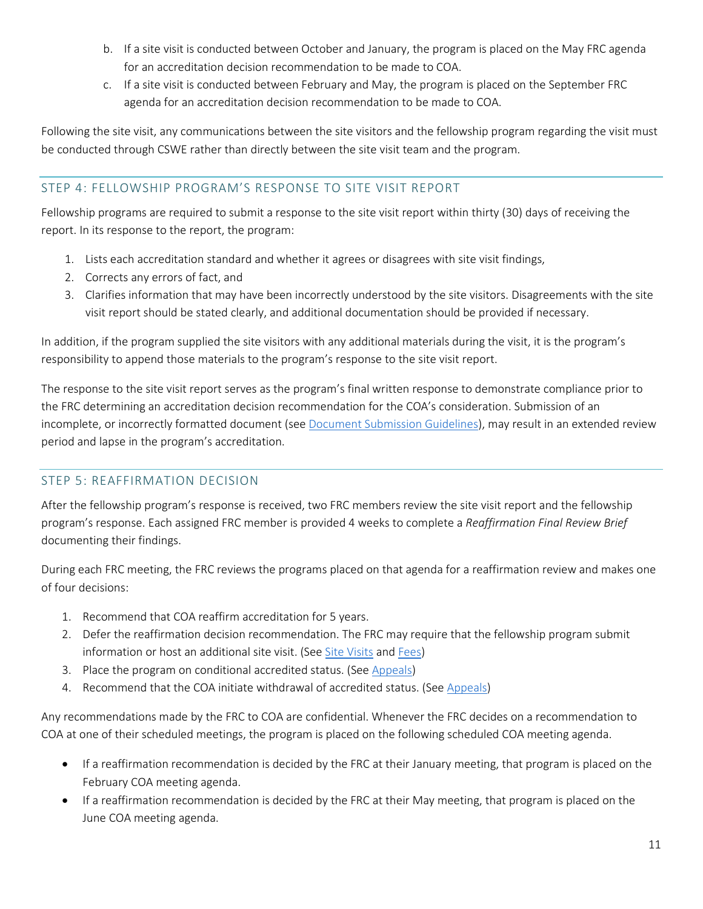b. If a site visit is conducted between October and January, the program is placed on the May FRC agenda for an accreditation decision recommendation to be made to COA.
c. If a site visit is conducted between February and May, the program is placed on the September FRC agenda for an accreditation decision recommendation to be made to COA.

Following the site visit, any communications between the site visitors and the fellowship program regarding the visit must be conducted through CSWE rather than directly between the site visit team and the program.

## STEP 4: FELLOWSHIP PROGRAM'S RESPONSE TO SITE VISIT REPORT

Fellowship programs are required to submit a response to the site visit report within thirty (30) days of receiving the report. In its response to the report, the program:

1. Lists each accreditation standard and whether it agrees or disagrees with site visit findings,
2. Corrects any errors of fact, and
3. Clarifies information that may have been incorrectly understood by the site visitors. Disagreements with the site visit report should be stated clearly, and additional documentation should be provided if necessary.

In addition, if the program supplied the site visitors with any additional materials during the visit, it is the program's responsibility to append those materials to the program's response to the site visit report.

The response to the site visit report serves as the program's final written response to demonstrate compliance prior to the FRC determining an accreditation decision recommendation for the COA's consideration. Submission of an incomplete, or incorrectly formatted document (see Document Submission Guidelines), may result in an extended review period and lapse in the program's accreditation.

## STEP 5: REAFFIRMATION DECISION

After the fellowship program's response is received, two FRC members review the site visit report and the fellowship program's response. Each assigned FRC member is provided 4 weeks to complete a *Reaffirmation Final Review Brief* documenting their findings.

During each FRC meeting, the FRC reviews the programs placed on that agenda for a reaffirmation review and makes one of four decisions:

1. Recommend that COA reaffirm accreditation for 5 years.
2. Defer the reaffirmation decision recommendation. The FRC may require that the fellowship program submit information or host an additional site visit. (See Site Visits and Fees)
3. Place the program on conditional accredited status. (See Appeals)
4. Recommend that the COA initiate withdrawal of accredited status. (See Appeals)

Any recommendations made by the FRC to COA are confidential. Whenever the FRC decides on a recommendation to COA at one of their scheduled meetings, the program is placed on the following scheduled COA meeting agenda.

- If a reaffirmation recommendation is decided by the FRC at their January meeting, that program is placed on the February COA meeting agenda.
- If a reaffirmation recommendation is decided by the FRC at their May meeting, that program is placed on the June COA meeting agenda.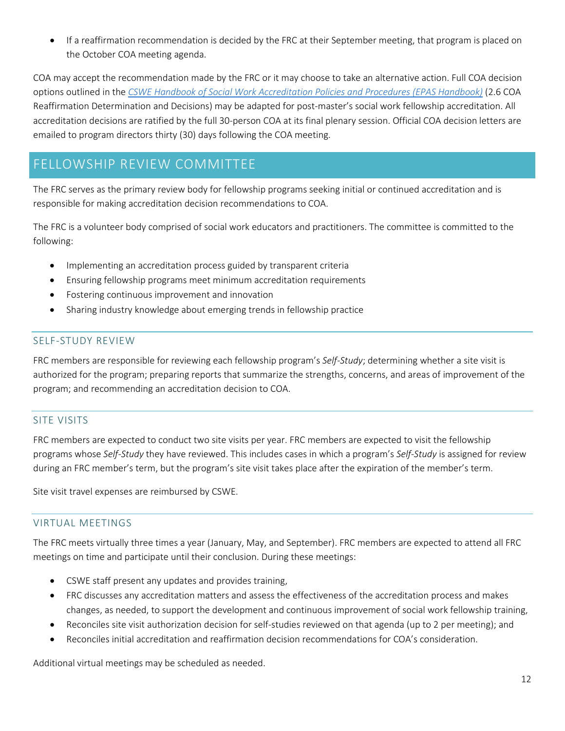- If a reaffirmation recommendation is decided by the FRC at their September meeting, that program is placed on the October COA meeting agenda.

COA may accept the recommendation made by the FRC or it may choose to take an alternative action. Full COA decision options outlined in the *CSWE Handbook of Social Work Accreditation Policies and Procedures (EPAS Handbook)* (2.6 COA Reaffirmation Determination and Decisions) may be adapted for post-master's social work fellowship accreditation. All accreditation decisions are ratified by the full 30-person COA at its final plenary session. Official COA decision letters are emailed to program directors thirty (30) days following the COA meeting.

## FELLOWSHIP REVIEW COMMITTEE

The FRC serves as the primary review body for fellowship programs seeking initial or continued accreditation and is responsible for making accreditation decision recommendations to COA.

The FRC is a volunteer body comprised of social work educators and practitioners. The committee is committed to the following:

- Implementing an accreditation process guided by transparent criteria
- Ensuring fellowship programs meet minimum accreditation requirements
- Fostering continuous improvement and innovation
- Sharing industry knowledge about emerging trends in fellowship practice

### SELF-STUDY REVIEW

FRC members are responsible for reviewing each fellowship program's *Self-Study*; determining whether a site visit is authorized for the program; preparing reports that summarize the strengths, concerns, and areas of improvement of the program; and recommending an accreditation decision to COA.

### SITE VISITS

FRC members are expected to conduct two site visits per year. FRC members are expected to visit the fellowship programs whose *Self-Study* they have reviewed. This includes cases in which a program's *Self-Study* is assigned for review during an FRC member's term, but the program's site visit takes place after the expiration of the member's term.

Site visit travel expenses are reimbursed by CSWE.

### VIRTUAL MEETINGS

The FRC meets virtually three times a year (January, May, and September). FRC members are expected to attend all FRC meetings on time and participate until their conclusion. During these meetings:

- CSWE staff present any updates and provides training,
- FRC discusses any accreditation matters and assess the effectiveness of the accreditation process and makes changes, as needed, to support the development and continuous improvement of social work fellowship training,
- Reconciles site visit authorization decision for self-studies reviewed on that agenda (up to 2 per meeting); and
- Reconciles initial accreditation and reaffirmation decision recommendations for COA's consideration.

Additional virtual meetings may be scheduled as needed.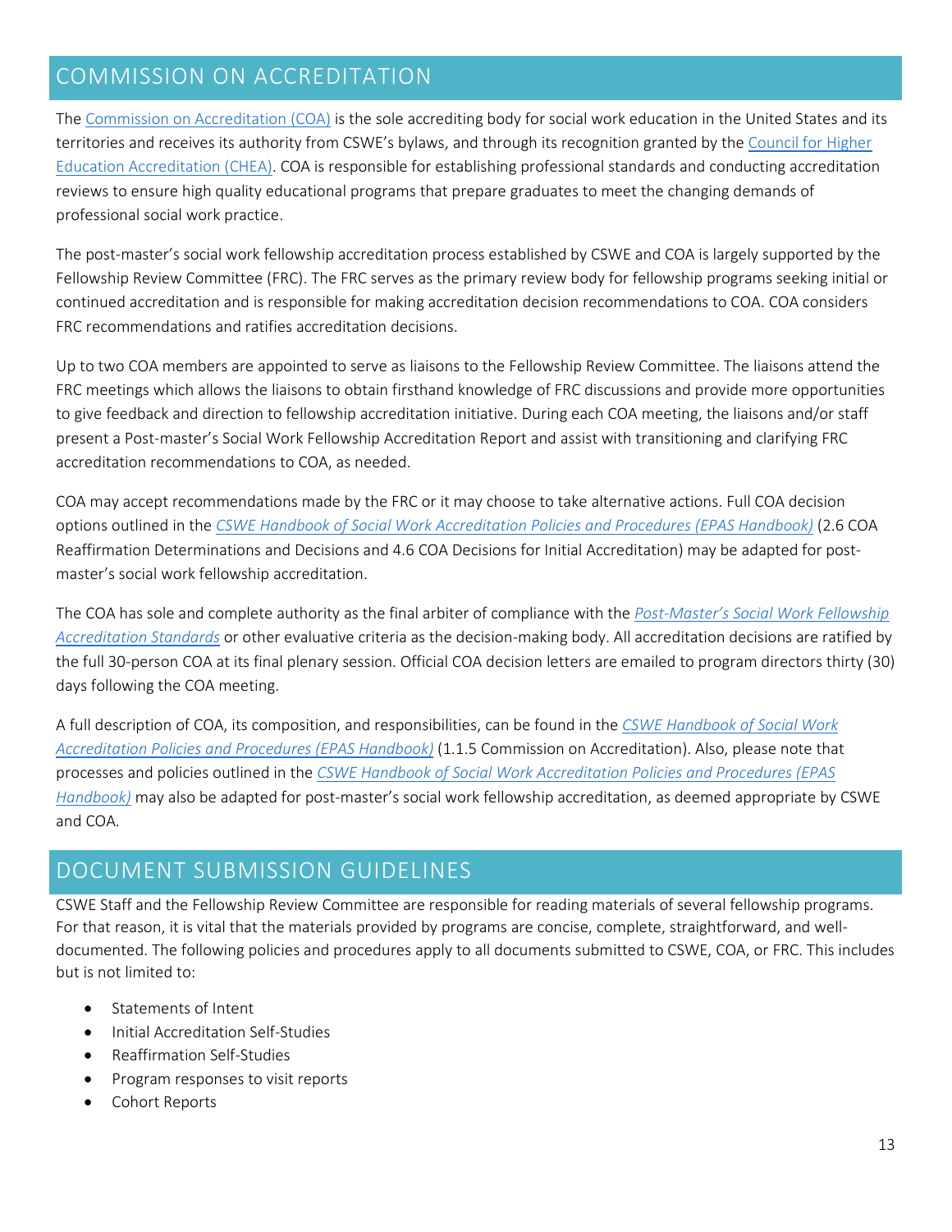## COMMISSION ON ACCREDITATION

The Commission on Accreditation (COA) is the sole accrediting body for social work education in the United States and its territories and receives its authority from CSWE's bylaws, and through its recognition granted by the Council for Higher Education Accreditation (CHEA). COA is responsible for establishing professional standards and conducting accreditation reviews to ensure high quality educational programs that prepare graduates to meet the changing demands of professional social work practice.

The post-master's social work fellowship accreditation process established by CSWE and COA is largely supported by the Fellowship Review Committee (FRC). The FRC serves as the primary review body for fellowship programs seeking initial or continued accreditation and is responsible for making accreditation decision recommendations to COA. COA considers FRC recommendations and ratifies accreditation decisions.

Up to two COA members are appointed to serve as liaisons to the Fellowship Review Committee. The liaisons attend the FRC meetings which allows the liaisons to obtain firsthand knowledge of FRC discussions and provide more opportunities to give feedback and direction to fellowship accreditation initiative. During each COA meeting, the liaisons and/or staff present a Post-master's Social Work Fellowship Accreditation Report and assist with transitioning and clarifying FRC accreditation recommendations to COA, as needed.

COA may accept recommendations made by the FRC or it may choose to take alternative actions. Full COA decision options outlined in the *CSWE Handbook of Social Work Accreditation Policies and Procedures (EPAS Handbook)* (2.6 COA Reaffirmation Determinations and Decisions and 4.6 COA Decisions for Initial Accreditation) may be adapted for post-master's social work fellowship accreditation.

The COA has sole and complete authority as the final arbiter of compliance with the *Post-Master's Social Work Fellowship Accreditation Standards* or other evaluative criteria as the decision-making body. All accreditation decisions are ratified by the full 30-person COA at its final plenary session. Official COA decision letters are emailed to program directors thirty (30) days following the COA meeting.

A full description of COA, its composition, and responsibilities, can be found in the *CSWE Handbook of Social Work Accreditation Policies and Procedures (EPAS Handbook)* (1.1.5 Commission on Accreditation). Also, please note that processes and policies outlined in the *CSWE Handbook of Social Work Accreditation Policies and Procedures (EPAS Handbook)* may also be adapted for post-master's social work fellowship accreditation, as deemed appropriate by CSWE and COA.

## DOCUMENT SUBMISSION GUIDELINES

CSWE Staff and the Fellowship Review Committee are responsible for reading materials of several fellowship programs. For that reason, it is vital that the materials provided by programs are concise, complete, straightforward, and well-documented. The following policies and procedures apply to all documents submitted to CSWE, COA, or FRC. This includes but is not limited to:

- Statements of Intent
- Initial Accreditation Self-Studies
- Reaffirmation Self-Studies
- Program responses to visit reports
- Cohort Reports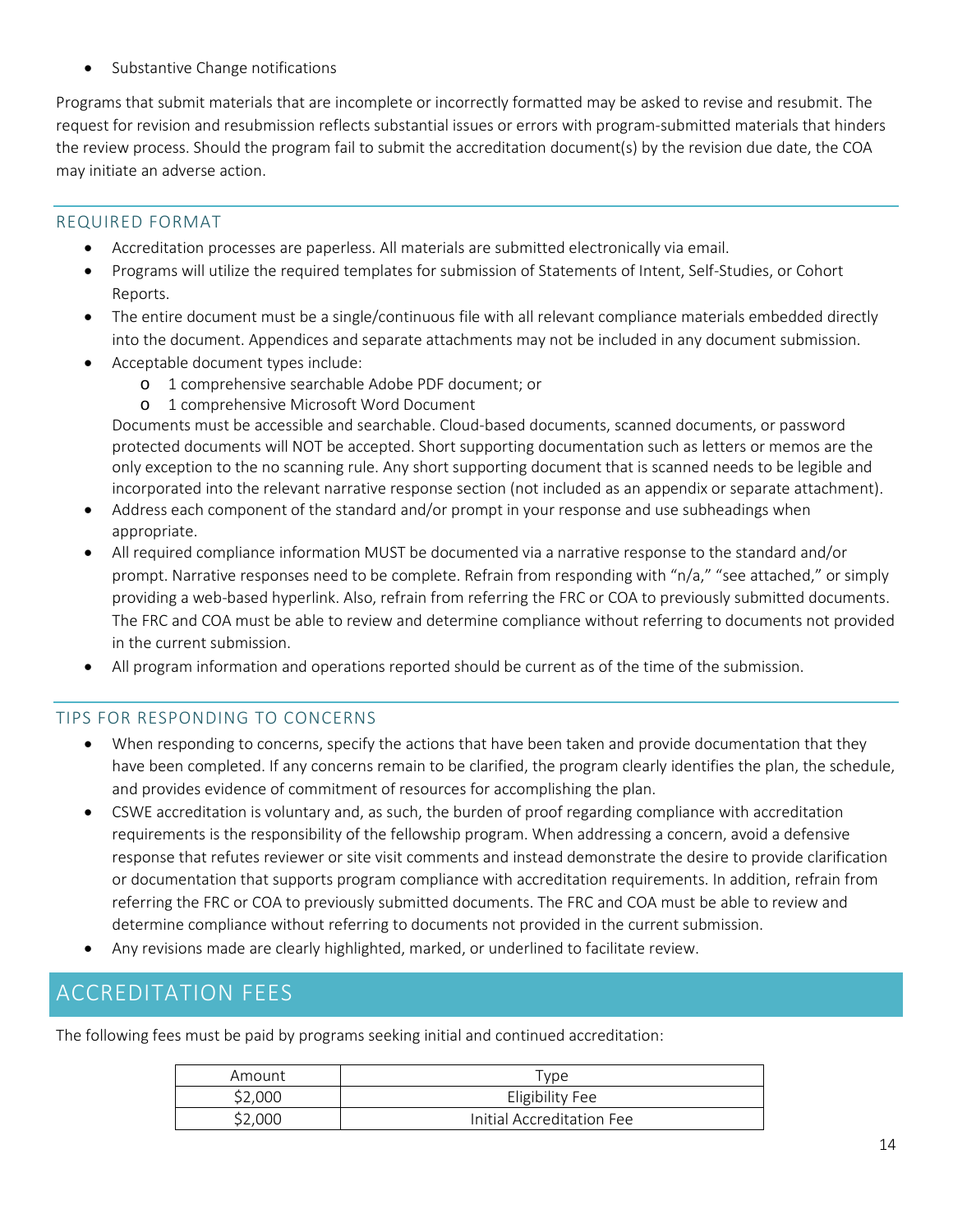- Substantive Change notifications

Programs that submit materials that are incomplete or incorrectly formatted may be asked to revise and resubmit. The request for revision and resubmission reflects substantial issues or errors with program-submitted materials that hinders the review process. Should the program fail to submit the accreditation document(s) by the revision due date, the COA may initiate an adverse action.

### REQUIRED FORMAT

- Accreditation processes are paperless. All materials are submitted electronically via email.
- Programs will utilize the required templates for submission of Statements of Intent, Self-Studies, or Cohort Reports.
- The entire document must be a single/continuous file with all relevant compliance materials embedded directly into the document. Appendices and separate attachments may not be included in any document submission.
- Acceptable document types include:
    - 1 comprehensive searchable Adobe PDF document; or
    - 1 comprehensive Microsoft Word Document

  Documents must be accessible and searchable. Cloud-based documents, scanned documents, or password protected documents will NOT be accepted. Short supporting documentation such as letters or memos are the only exception to the no scanning rule. Any short supporting document that is scanned needs to be legible and incorporated into the relevant narrative response section (not included as an appendix or separate attachment).
- Address each component of the standard and/or prompt in your response and use subheadings when appropriate.
- All required compliance information MUST be documented via a narrative response to the standard and/or prompt. Narrative responses need to be complete. Refrain from responding with "n/a," "see attached," or simply providing a web-based hyperlink. Also, refrain from referring the FRC or COA to previously submitted documents. The FRC and COA must be able to review and determine compliance without referring to documents not provided in the current submission.
- All program information and operations reported should be current as of the time of the submission.

### TIPS FOR RESPONDING TO CONCERNS

- When responding to concerns, specify the actions that have been taken and provide documentation that they have been completed. If any concerns remain to be clarified, the program clearly identifies the plan, the schedule, and provides evidence of commitment of resources for accomplishing the plan.
- CSWE accreditation is voluntary and, as such, the burden of proof regarding compliance with accreditation requirements is the responsibility of the fellowship program. When addressing a concern, avoid a defensive response that refutes reviewer or site visit comments and instead demonstrate the desire to provide clarification or documentation that supports program compliance with accreditation requirements. In addition, refrain from referring the FRC or COA to previously submitted documents. The FRC and COA must be able to review and determine compliance without referring to documents not provided in the current submission.
- Any revisions made are clearly highlighted, marked, or underlined to facilitate review.

## ACCREDITATION FEES

The following fees must be paid by programs seeking initial and continued accreditation:

| Amount | Type |
|---|---|
| $2,000 | Eligibility Fee |
| $2,000 | Initial Accreditation Fee |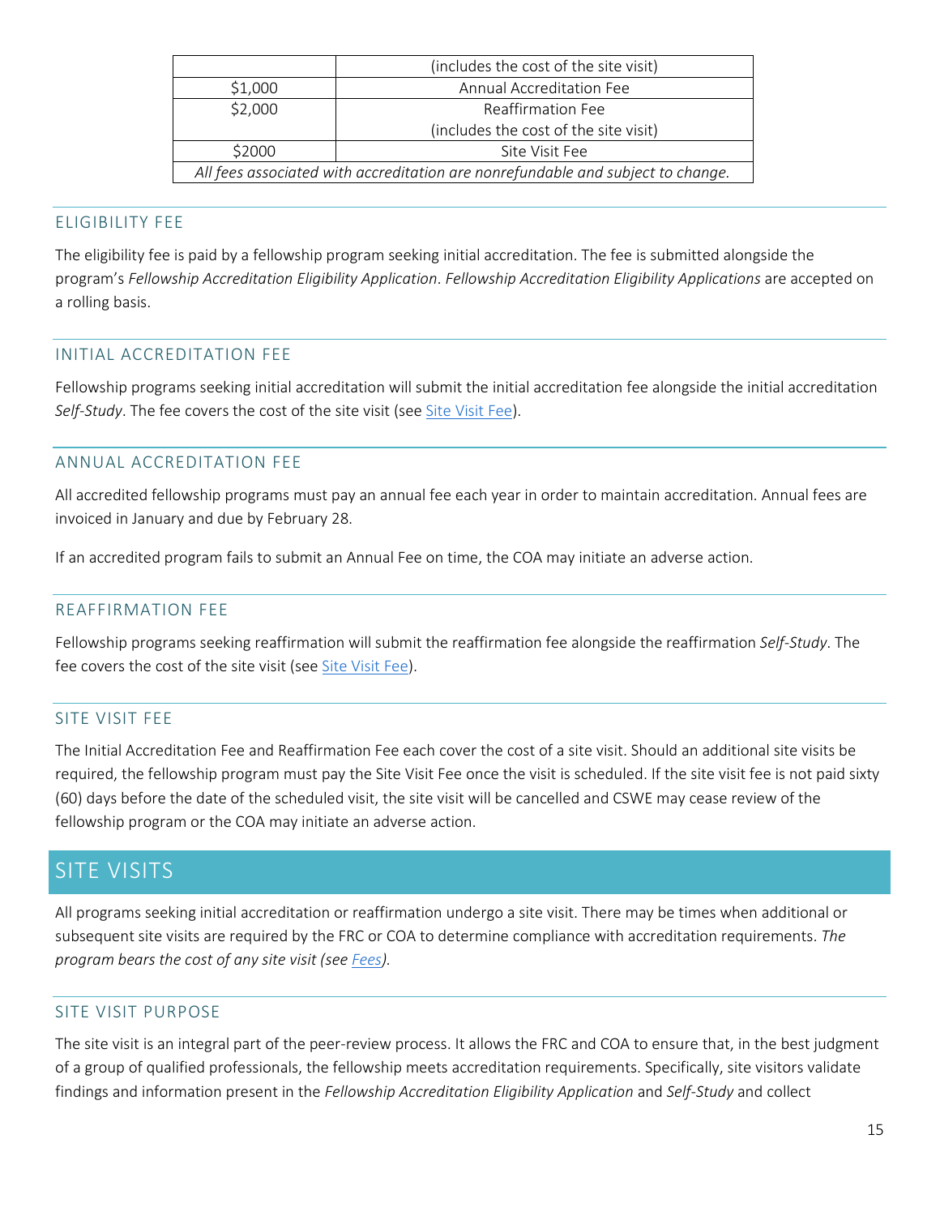| | (includes the cost of the site visit) |
|---|---|
| $1,000 | Annual Accreditation Fee |
| $2,000 | Reaffirmation Fee (includes the cost of the site visit) |
| $2000 | Site Visit Fee |
| *All fees associated with accreditation are nonrefundable and subject to change.* | |

### ELIGIBILITY FEE

The eligibility fee is paid by a fellowship program seeking initial accreditation. The fee is submitted alongside the program's *Fellowship Accreditation Eligibility Application*. *Fellowship Accreditation Eligibility Applications* are accepted on a rolling basis.

### INITIAL ACCREDITATION FEE

Fellowship programs seeking initial accreditation will submit the initial accreditation fee alongside the initial accreditation *Self-Study*. The fee covers the cost of the site visit (see Site Visit Fee).

### ANNUAL ACCREDITATION FEE

All accredited fellowship programs must pay an annual fee each year in order to maintain accreditation. Annual fees are invoiced in January and due by February 28.

If an accredited program fails to submit an Annual Fee on time, the COA may initiate an adverse action.

### REAFFIRMATION FEE

Fellowship programs seeking reaffirmation will submit the reaffirmation fee alongside the reaffirmation *Self-Study*. The fee covers the cost of the site visit (see Site Visit Fee).

### SITE VISIT FEE

The Initial Accreditation Fee and Reaffirmation Fee each cover the cost of a site visit. Should an additional site visits be required, the fellowship program must pay the Site Visit Fee once the visit is scheduled. If the site visit fee is not paid sixty (60) days before the date of the scheduled visit, the site visit will be cancelled and CSWE may cease review of the fellowship program or the COA may initiate an adverse action.

## SITE VISITS

All programs seeking initial accreditation or reaffirmation undergo a site visit. There may be times when additional or subsequent site visits are required by the FRC or COA to determine compliance with accreditation requirements. *The program bears the cost of any site visit (see Fees).*

### SITE VISIT PURPOSE

The site visit is an integral part of the peer-review process. It allows the FRC and COA to ensure that, in the best judgment of a group of qualified professionals, the fellowship meets accreditation requirements. Specifically, site visitors validate findings and information present in the *Fellowship Accreditation Eligibility Application* and *Self-Study* and collect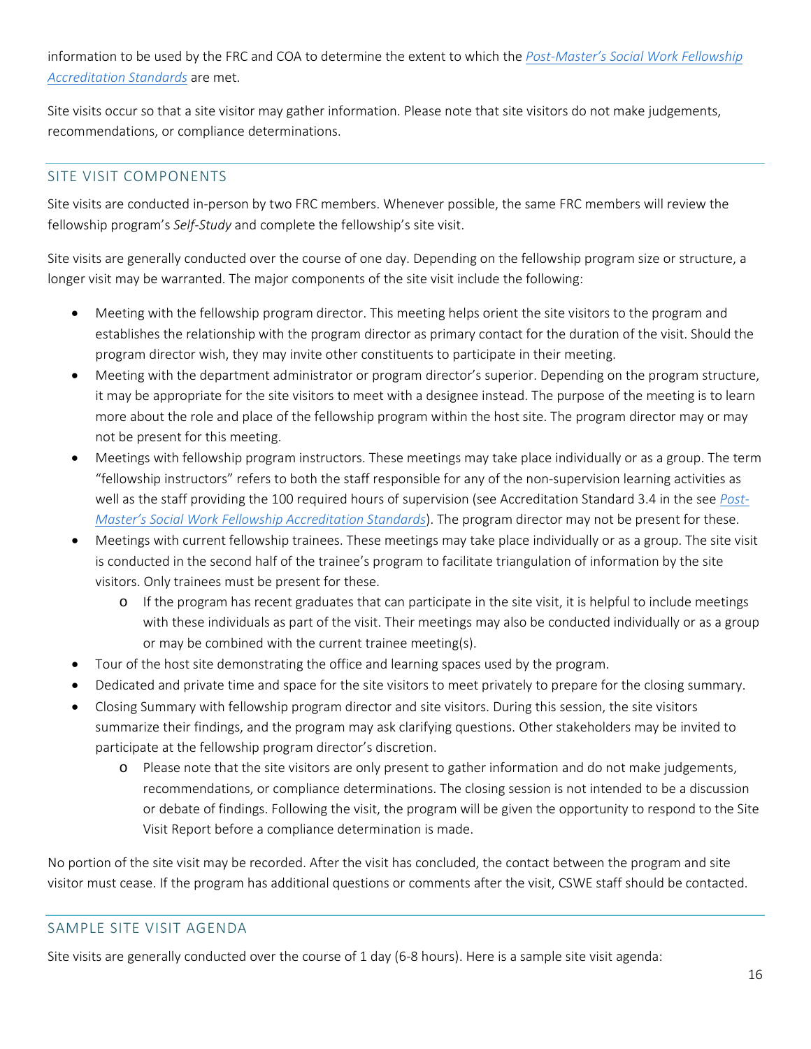information to be used by the FRC and COA to determine the extent to which the *Post-Master's Social Work Fellowship Accreditation Standards* are met.

Site visits occur so that a site visitor may gather information. Please note that site visitors do not make judgements, recommendations, or compliance determinations.

## SITE VISIT COMPONENTS

Site visits are conducted in-person by two FRC members. Whenever possible, the same FRC members will review the fellowship program's *Self-Study* and complete the fellowship's site visit.

Site visits are generally conducted over the course of one day. Depending on the fellowship program size or structure, a longer visit may be warranted. The major components of the site visit include the following:

- Meeting with the fellowship program director. This meeting helps orient the site visitors to the program and establishes the relationship with the program director as primary contact for the duration of the visit. Should the program director wish, they may invite other constituents to participate in their meeting.
- Meeting with the department administrator or program director's superior. Depending on the program structure, it may be appropriate for the site visitors to meet with a designee instead. The purpose of the meeting is to learn more about the role and place of the fellowship program within the host site. The program director may or may not be present for this meeting.
- Meetings with fellowship program instructors. These meetings may take place individually or as a group. The term "fellowship instructors" refers to both the staff responsible for any of the non-supervision learning activities as well as the staff providing the 100 required hours of supervision (see Accreditation Standard 3.4 in the see *Post-Master's Social Work Fellowship Accreditation Standards*). The program director may not be present for these.
- Meetings with current fellowship trainees. These meetings may take place individually or as a group. The site visit is conducted in the second half of the trainee's program to facilitate triangulation of information by the site visitors. Only trainees must be present for these.
  - If the program has recent graduates that can participate in the site visit, it is helpful to include meetings with these individuals as part of the visit. Their meetings may also be conducted individually or as a group or may be combined with the current trainee meeting(s).
- Tour of the host site demonstrating the office and learning spaces used by the program.
- Dedicated and private time and space for the site visitors to meet privately to prepare for the closing summary.
- Closing Summary with fellowship program director and site visitors. During this session, the site visitors summarize their findings, and the program may ask clarifying questions. Other stakeholders may be invited to participate at the fellowship program director's discretion.
  - Please note that the site visitors are only present to gather information and do not make judgements, recommendations, or compliance determinations. The closing session is not intended to be a discussion or debate of findings. Following the visit, the program will be given the opportunity to respond to the Site Visit Report before a compliance determination is made.

No portion of the site visit may be recorded. After the visit has concluded, the contact between the program and site visitor must cease. If the program has additional questions or comments after the visit, CSWE staff should be contacted.

## SAMPLE SITE VISIT AGENDA

Site visits are generally conducted over the course of 1 day (6-8 hours). Here is a sample site visit agenda: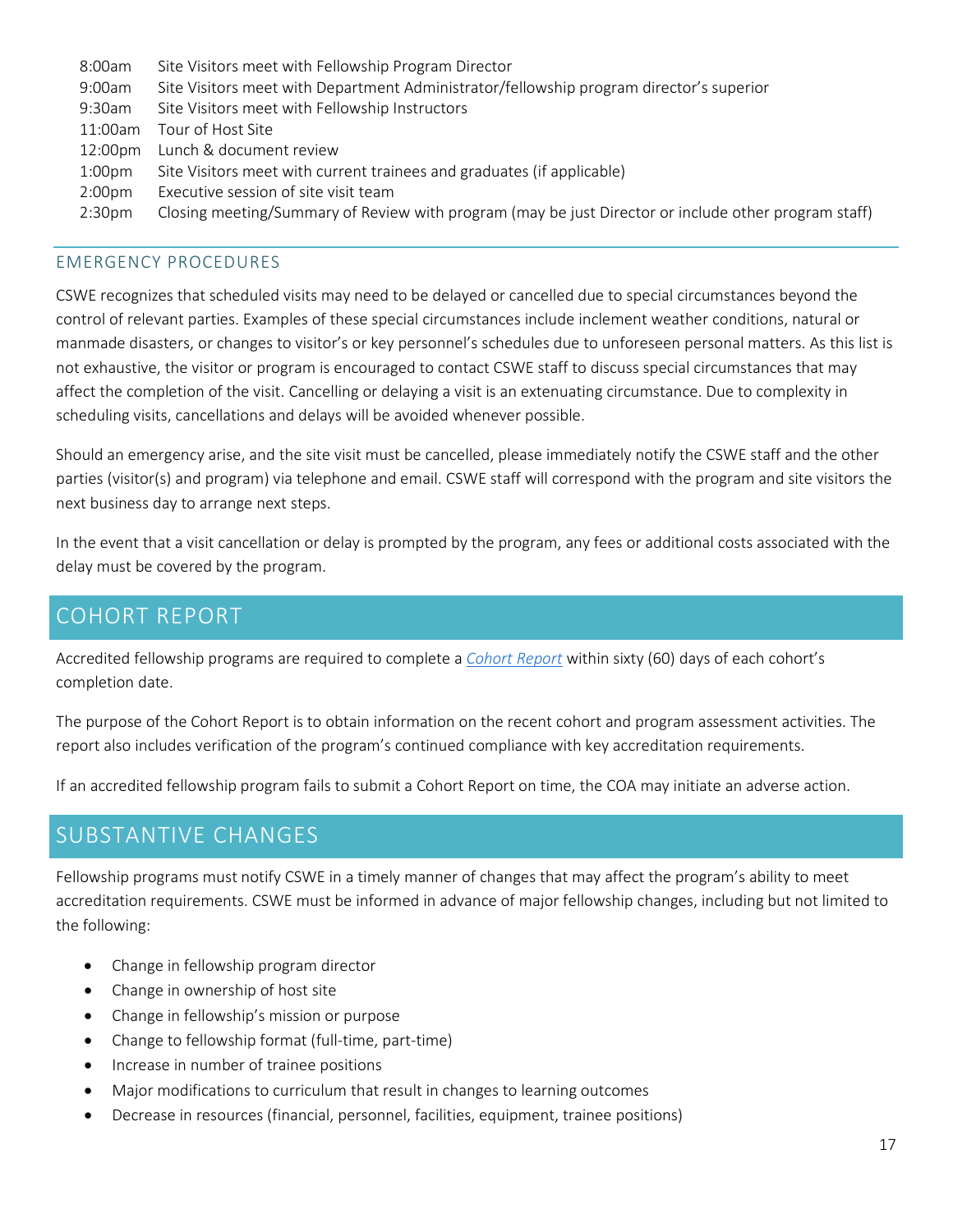| | |
|---|---|
| 8:00am | Site Visitors meet with Fellowship Program Director |
| 9:00am | Site Visitors meet with Department Administrator/fellowship program director's superior |
| 9:30am | Site Visitors meet with Fellowship Instructors |
| 11:00am | Tour of Host Site |
| 12:00pm | Lunch & document review |
| 1:00pm | Site Visitors meet with current trainees and graduates (if applicable) |
| 2:00pm | Executive session of site visit team |
| 2:30pm | Closing meeting/Summary of Review with program (may be just Director or include other program staff) |

### EMERGENCY PROCEDURES

CSWE recognizes that scheduled visits may need to be delayed or cancelled due to special circumstances beyond the control of relevant parties. Examples of these special circumstances include inclement weather conditions, natural or manmade disasters, or changes to visitor's or key personnel's schedules due to unforeseen personal matters. As this list is not exhaustive, the visitor or program is encouraged to contact CSWE staff to discuss special circumstances that may affect the completion of the visit. Cancelling or delaying a visit is an extenuating circumstance. Due to complexity in scheduling visits, cancellations and delays will be avoided whenever possible.

Should an emergency arise, and the site visit must be cancelled, please immediately notify the CSWE staff and the other parties (visitor(s) and program) via telephone and email. CSWE staff will correspond with the program and site visitors the next business day to arrange next steps.

In the event that a visit cancellation or delay is prompted by the program, any fees or additional costs associated with the delay must be covered by the program.

## COHORT REPORT

Accredited fellowship programs are required to complete a *Cohort Report* within sixty (60) days of each cohort's completion date.

The purpose of the Cohort Report is to obtain information on the recent cohort and program assessment activities. The report also includes verification of the program's continued compliance with key accreditation requirements.

If an accredited fellowship program fails to submit a Cohort Report on time, the COA may initiate an adverse action.

## SUBSTANTIVE CHANGES

Fellowship programs must notify CSWE in a timely manner of changes that may affect the program's ability to meet accreditation requirements. CSWE must be informed in advance of major fellowship changes, including but not limited to the following:

- Change in fellowship program director
- Change in ownership of host site
- Change in fellowship's mission or purpose
- Change to fellowship format (full-time, part-time)
- Increase in number of trainee positions
- Major modifications to curriculum that result in changes to learning outcomes
- Decrease in resources (financial, personnel, facilities, equipment, trainee positions)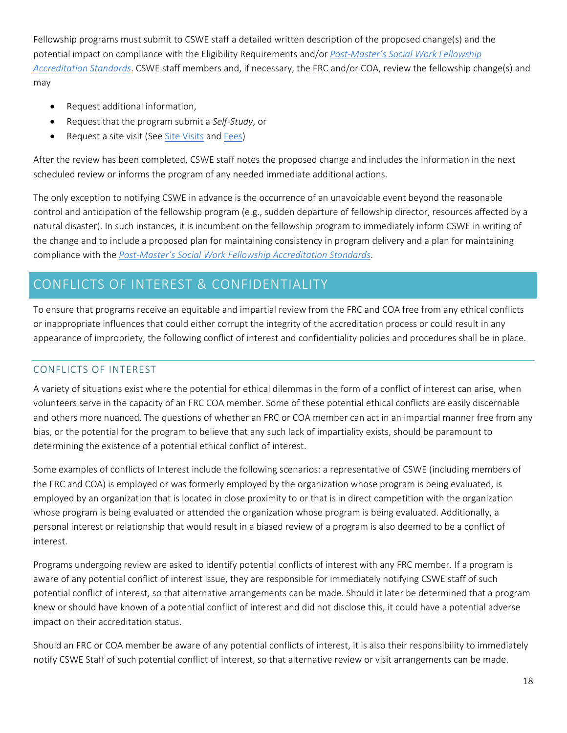Fellowship programs must submit to CSWE staff a detailed written description of the proposed change(s) and the potential impact on compliance with the Eligibility Requirements and/or *Post-Master's Social Work Fellowship Accreditation Standards*. CSWE staff members and, if necessary, the FRC and/or COA, review the fellowship change(s) and may

- Request additional information,
- Request that the program submit a *Self-Study*, or
- Request a site visit (See Site Visits and Fees)

After the review has been completed, CSWE staff notes the proposed change and includes the information in the next scheduled review or informs the program of any needed immediate additional actions.

The only exception to notifying CSWE in advance is the occurrence of an unavoidable event beyond the reasonable control and anticipation of the fellowship program (e.g., sudden departure of fellowship director, resources affected by a natural disaster). In such instances, it is incumbent on the fellowship program to immediately inform CSWE in writing of the change and to include a proposed plan for maintaining consistency in program delivery and a plan for maintaining compliance with the *Post-Master's Social Work Fellowship Accreditation Standards*.

## CONFLICTS OF INTEREST & CONFIDENTIALITY

To ensure that programs receive an equitable and impartial review from the FRC and COA free from any ethical conflicts or inappropriate influences that could either corrupt the integrity of the accreditation process or could result in any appearance of impropriety, the following conflict of interest and confidentiality policies and procedures shall be in place.

### CONFLICTS OF INTEREST

A variety of situations exist where the potential for ethical dilemmas in the form of a conflict of interest can arise, when volunteers serve in the capacity of an FRC COA member. Some of these potential ethical conflicts are easily discernable and others more nuanced. The questions of whether an FRC or COA member can act in an impartial manner free from any bias, or the potential for the program to believe that any such lack of impartiality exists, should be paramount to determining the existence of a potential ethical conflict of interest.

Some examples of conflicts of Interest include the following scenarios: a representative of CSWE (including members of the FRC and COA) is employed or was formerly employed by the organization whose program is being evaluated, is employed by an organization that is located in close proximity to or that is in direct competition with the organization whose program is being evaluated or attended the organization whose program is being evaluated. Additionally, a personal interest or relationship that would result in a biased review of a program is also deemed to be a conflict of interest.

Programs undergoing review are asked to identify potential conflicts of interest with any FRC member. If a program is aware of any potential conflict of interest issue, they are responsible for immediately notifying CSWE staff of such potential conflict of interest, so that alternative arrangements can be made. Should it later be determined that a program knew or should have known of a potential conflict of interest and did not disclose this, it could have a potential adverse impact on their accreditation status.

Should an FRC or COA member be aware of any potential conflicts of interest, it is also their responsibility to immediately notify CSWE Staff of such potential conflict of interest, so that alternative review or visit arrangements can be made.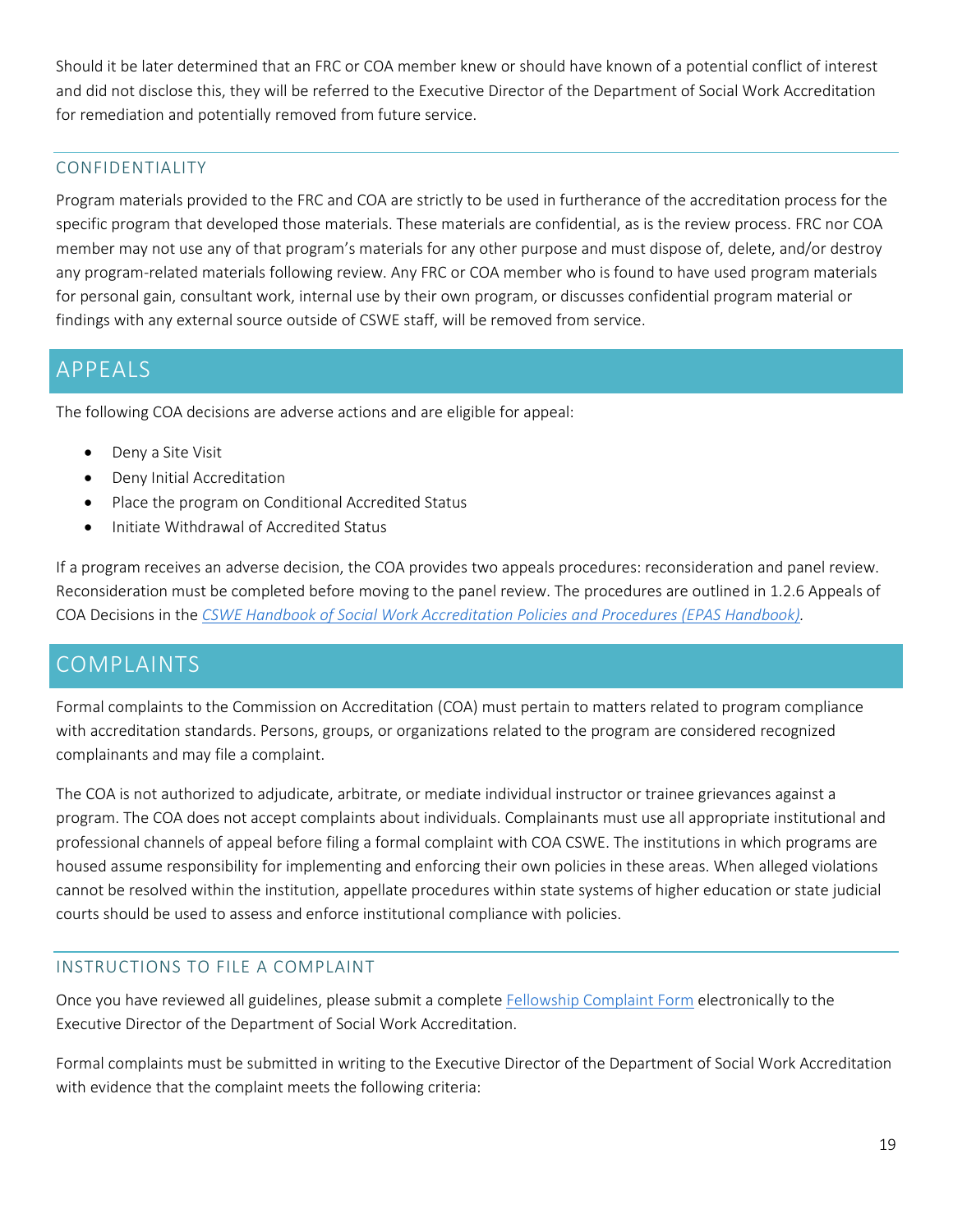Should it be later determined that an FRC or COA member knew or should have known of a potential conflict of interest and did not disclose this, they will be referred to the Executive Director of the Department of Social Work Accreditation for remediation and potentially removed from future service.

### CONFIDENTIALITY

Program materials provided to the FRC and COA are strictly to be used in furtherance of the accreditation process for the specific program that developed those materials. These materials are confidential, as is the review process. FRC nor COA member may not use any of that program's materials for any other purpose and must dispose of, delete, and/or destroy any program-related materials following review. Any FRC or COA member who is found to have used program materials for personal gain, consultant work, internal use by their own program, or discusses confidential program material or findings with any external source outside of CSWE staff, will be removed from service.

## APPEALS

The following COA decisions are adverse actions and are eligible for appeal:

- Deny a Site Visit
- Deny Initial Accreditation
- Place the program on Conditional Accredited Status
- Initiate Withdrawal of Accredited Status

If a program receives an adverse decision, the COA provides two appeals procedures: reconsideration and panel review. Reconsideration must be completed before moving to the panel review. The procedures are outlined in 1.2.6 Appeals of COA Decisions in the *CSWE Handbook of Social Work Accreditation Policies and Procedures (EPAS Handbook)*.

## COMPLAINTS

Formal complaints to the Commission on Accreditation (COA) must pertain to matters related to program compliance with accreditation standards. Persons, groups, or organizations related to the program are considered recognized complainants and may file a complaint.

The COA is not authorized to adjudicate, arbitrate, or mediate individual instructor or trainee grievances against a program. The COA does not accept complaints about individuals. Complainants must use all appropriate institutional and professional channels of appeal before filing a formal complaint with COA CSWE. The institutions in which programs are housed assume responsibility for implementing and enforcing their own policies in these areas. When alleged violations cannot be resolved within the institution, appellate procedures within state systems of higher education or state judicial courts should be used to assess and enforce institutional compliance with policies.

### INSTRUCTIONS TO FILE A COMPLAINT

Once you have reviewed all guidelines, please submit a complete Fellowship Complaint Form electronically to the Executive Director of the Department of Social Work Accreditation.

Formal complaints must be submitted in writing to the Executive Director of the Department of Social Work Accreditation with evidence that the complaint meets the following criteria: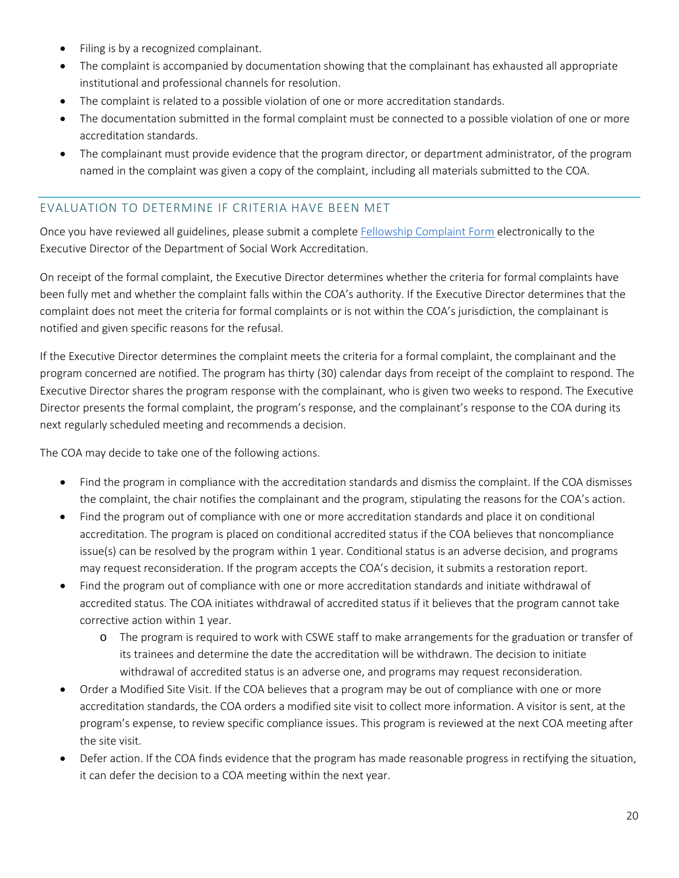- Filing is by a recognized complainant.
- The complaint is accompanied by documentation showing that the complainant has exhausted all appropriate institutional and professional channels for resolution.
- The complaint is related to a possible violation of one or more accreditation standards.
- The documentation submitted in the formal complaint must be connected to a possible violation of one or more accreditation standards.
- The complainant must provide evidence that the program director, or department administrator, of the program named in the complaint was given a copy of the complaint, including all materials submitted to the COA.

## EVALUATION TO DETERMINE IF CRITERIA HAVE BEEN MET

Once you have reviewed all guidelines, please submit a complete Fellowship Complaint Form electronically to the Executive Director of the Department of Social Work Accreditation.

On receipt of the formal complaint, the Executive Director determines whether the criteria for formal complaints have been fully met and whether the complaint falls within the COA's authority. If the Executive Director determines that the complaint does not meet the criteria for formal complaints or is not within the COA's jurisdiction, the complainant is notified and given specific reasons for the refusal.

If the Executive Director determines the complaint meets the criteria for a formal complaint, the complainant and the program concerned are notified. The program has thirty (30) calendar days from receipt of the complaint to respond. The Executive Director shares the program response with the complainant, who is given two weeks to respond. The Executive Director presents the formal complaint, the program's response, and the complainant's response to the COA during its next regularly scheduled meeting and recommends a decision.

The COA may decide to take one of the following actions.

- Find the program in compliance with the accreditation standards and dismiss the complaint. If the COA dismisses the complaint, the chair notifies the complainant and the program, stipulating the reasons for the COA's action.
- Find the program out of compliance with one or more accreditation standards and place it on conditional accreditation. The program is placed on conditional accredited status if the COA believes that noncompliance issue(s) can be resolved by the program within 1 year. Conditional status is an adverse decision, and programs may request reconsideration. If the program accepts the COA's decision, it submits a restoration report.
- Find the program out of compliance with one or more accreditation standards and initiate withdrawal of accredited status. The COA initiates withdrawal of accredited status if it believes that the program cannot take corrective action within 1 year.
  - The program is required to work with CSWE staff to make arrangements for the graduation or transfer of its trainees and determine the date the accreditation will be withdrawn. The decision to initiate withdrawal of accredited status is an adverse one, and programs may request reconsideration.
- Order a Modified Site Visit. If the COA believes that a program may be out of compliance with one or more accreditation standards, the COA orders a modified site visit to collect more information. A visitor is sent, at the program's expense, to review specific compliance issues. This program is reviewed at the next COA meeting after the site visit.
- Defer action. If the COA finds evidence that the program has made reasonable progress in rectifying the situation, it can defer the decision to a COA meeting within the next year.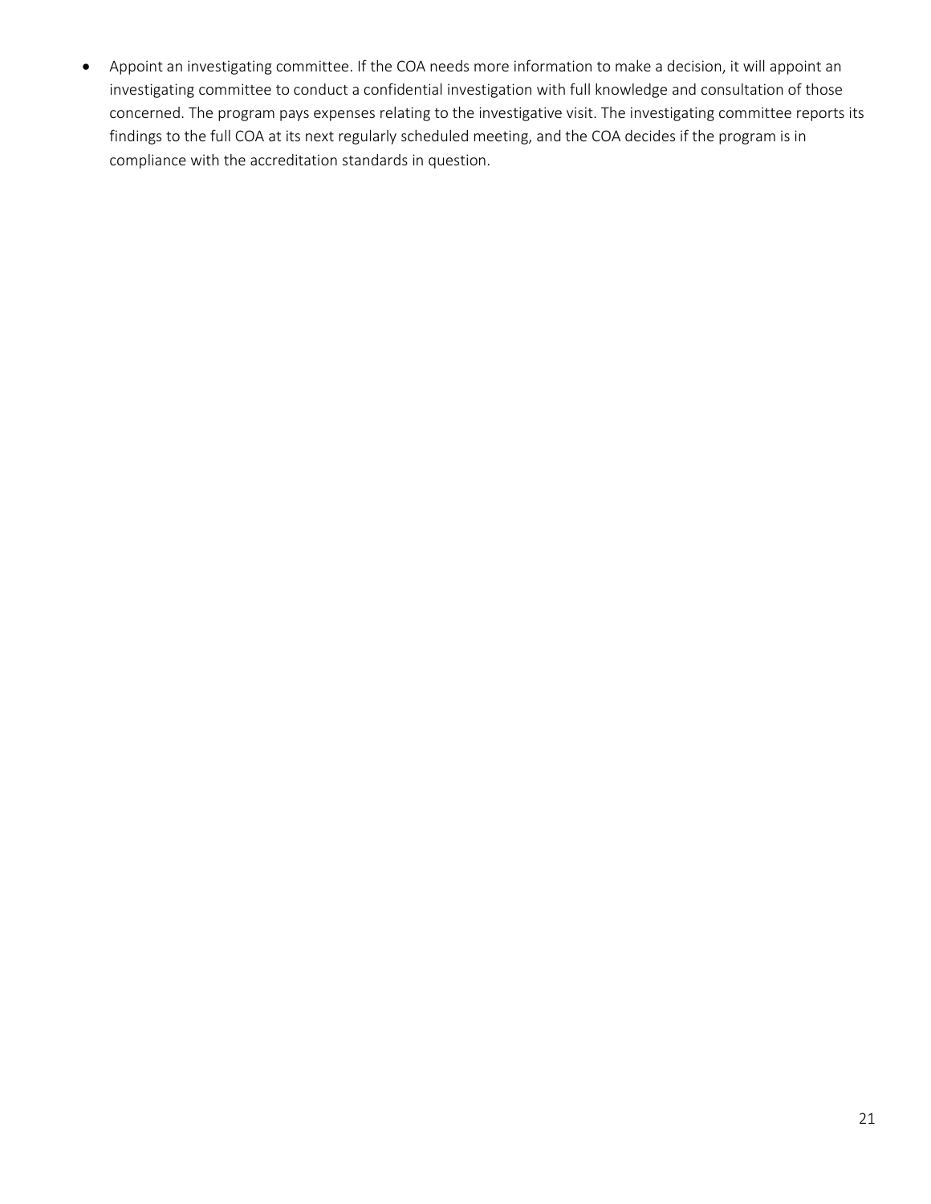- Appoint an investigating committee. If the COA needs more information to make a decision, it will appoint an investigating committee to conduct a confidential investigation with full knowledge and consultation of those concerned. The program pays expenses relating to the investigative visit. The investigating committee reports its findings to the full COA at its next regularly scheduled meeting, and the COA decides if the program is in compliance with the accreditation standards in question.